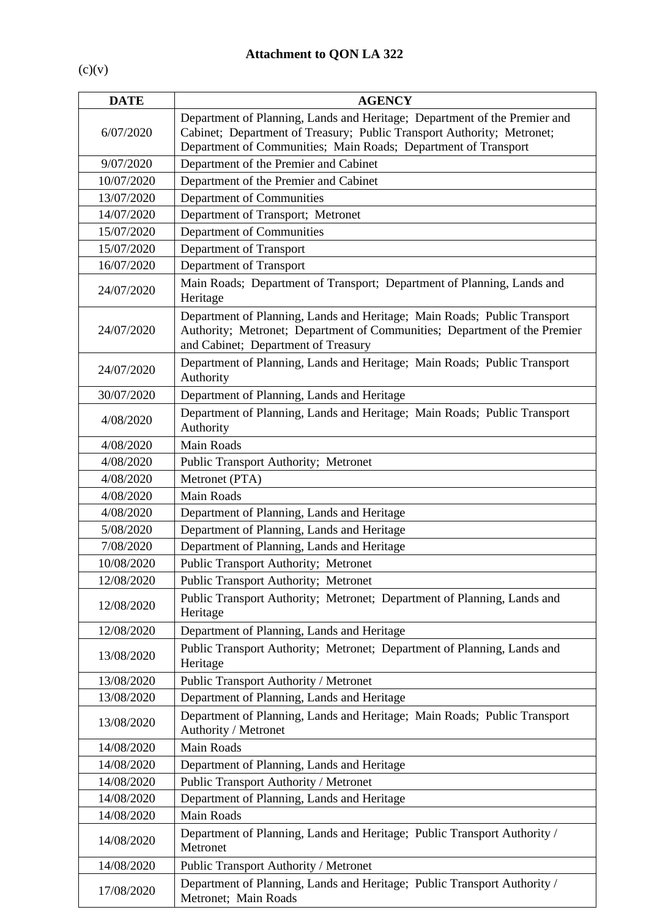**Attachment to QON LA 322**

(c)(v)

| DATE | AGENCY |
|---|---|
| 6/07/2020 | Department of Planning, Lands and Heritage; Department of the Premier and Cabinet; Department of Treasury; Public Transport Authority; Metronet; Department of Communities; Main Roads; Department of Transport |
| 9/07/2020 | Department of the Premier and Cabinet |
| 10/07/2020 | Department of the Premier and Cabinet |
| 13/07/2020 | Department of Communities |
| 14/07/2020 | Department of Transport; Metronet |
| 15/07/2020 | Department of Communities |
| 15/07/2020 | Department of Transport |
| 16/07/2020 | Department of Transport |
| 24/07/2020 | Main Roads; Department of Transport; Department of Planning, Lands and Heritage |
| 24/07/2020 | Department of Planning, Lands and Heritage; Main Roads; Public Transport Authority; Metronet; Department of Communities; Department of the Premier and Cabinet; Department of Treasury |
| 24/07/2020 | Department of Planning, Lands and Heritage; Main Roads; Public Transport Authority |
| 30/07/2020 | Department of Planning, Lands and Heritage |
| 4/08/2020 | Department of Planning, Lands and Heritage; Main Roads; Public Transport Authority |
| 4/08/2020 | Main Roads |
| 4/08/2020 | Public Transport Authority; Metronet |
| 4/08/2020 | Metronet (PTA) |
| 4/08/2020 | Main Roads |
| 4/08/2020 | Department of Planning, Lands and Heritage |
| 5/08/2020 | Department of Planning, Lands and Heritage |
| 7/08/2020 | Department of Planning, Lands and Heritage |
| 10/08/2020 | Public Transport Authority; Metronet |
| 12/08/2020 | Public Transport Authority; Metronet |
| 12/08/2020 | Public Transport Authority; Metronet; Department of Planning, Lands and Heritage |
| 12/08/2020 | Department of Planning, Lands and Heritage |
| 13/08/2020 | Public Transport Authority; Metronet; Department of Planning, Lands and Heritage |
| 13/08/2020 | Public Transport Authority / Metronet |
| 13/08/2020 | Department of Planning, Lands and Heritage |
| 13/08/2020 | Department of Planning, Lands and Heritage; Main Roads; Public Transport Authority / Metronet |
| 14/08/2020 | Main Roads |
| 14/08/2020 | Department of Planning, Lands and Heritage |
| 14/08/2020 | Public Transport Authority / Metronet |
| 14/08/2020 | Department of Planning, Lands and Heritage |
| 14/08/2020 | Main Roads |
| 14/08/2020 | Department of Planning, Lands and Heritage; Public Transport Authority / Metronet |
| 14/08/2020 | Public Transport Authority / Metronet |
| 17/08/2020 | Department of Planning, Lands and Heritage; Public Transport Authority / Metronet; Main Roads |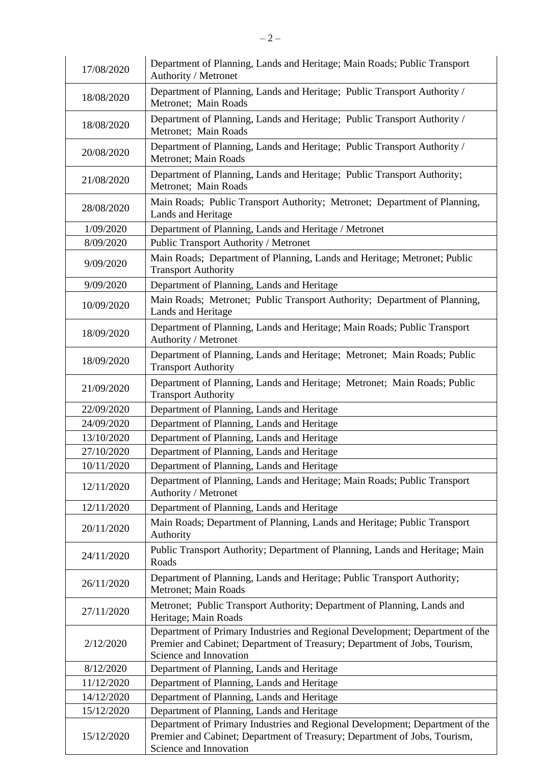| | |
|---|---|
| 17/08/2020 | Department of Planning, Lands and Heritage; Main Roads; Public Transport Authority / Metronet |
| 18/08/2020 | Department of Planning, Lands and Heritage; Public Transport Authority / Metronet; Main Roads |
| 18/08/2020 | Department of Planning, Lands and Heritage; Public Transport Authority / Metronet; Main Roads |
| 20/08/2020 | Department of Planning, Lands and Heritage; Public Transport Authority / Metronet; Main Roads |
| 21/08/2020 | Department of Planning, Lands and Heritage; Public Transport Authority; Metronet; Main Roads |
| 28/08/2020 | Main Roads; Public Transport Authority; Metronet; Department of Planning, Lands and Heritage |
| 1/09/2020 | Department of Planning, Lands and Heritage / Metronet |
| 8/09/2020 | Public Transport Authority / Metronet |
| 9/09/2020 | Main Roads; Department of Planning, Lands and Heritage; Metronet; Public Transport Authority |
| 9/09/2020 | Department of Planning, Lands and Heritage |
| 10/09/2020 | Main Roads; Metronet; Public Transport Authority; Department of Planning, Lands and Heritage |
| 18/09/2020 | Department of Planning, Lands and Heritage; Main Roads; Public Transport Authority / Metronet |
| 18/09/2020 | Department of Planning, Lands and Heritage; Metronet; Main Roads; Public Transport Authority |
| 21/09/2020 | Department of Planning, Lands and Heritage; Metronet; Main Roads; Public Transport Authority |
| 22/09/2020 | Department of Planning, Lands and Heritage |
| 24/09/2020 | Department of Planning, Lands and Heritage |
| 13/10/2020 | Department of Planning, Lands and Heritage |
| 27/10/2020 | Department of Planning, Lands and Heritage |
| 10/11/2020 | Department of Planning, Lands and Heritage |
| 12/11/2020 | Department of Planning, Lands and Heritage; Main Roads; Public Transport Authority / Metronet |
| 12/11/2020 | Department of Planning, Lands and Heritage |
| 20/11/2020 | Main Roads; Department of Planning, Lands and Heritage; Public Transport Authority |
| 24/11/2020 | Public Transport Authority; Department of Planning, Lands and Heritage; Main Roads |
| 26/11/2020 | Department of Planning, Lands and Heritage; Public Transport Authority; Metronet; Main Roads |
| 27/11/2020 | Metronet; Public Transport Authority; Department of Planning, Lands and Heritage; Main Roads |
| 2/12/2020 | Department of Primary Industries and Regional Development; Department of the Premier and Cabinet; Department of Treasury; Department of Jobs, Tourism, Science and Innovation |
| 8/12/2020 | Department of Planning, Lands and Heritage |
| 11/12/2020 | Department of Planning, Lands and Heritage |
| 14/12/2020 | Department of Planning, Lands and Heritage |
| 15/12/2020 | Department of Planning, Lands and Heritage |
| 15/12/2020 | Department of Primary Industries and Regional Development; Department of the Premier and Cabinet; Department of Treasury; Department of Jobs, Tourism, Science and Innovation |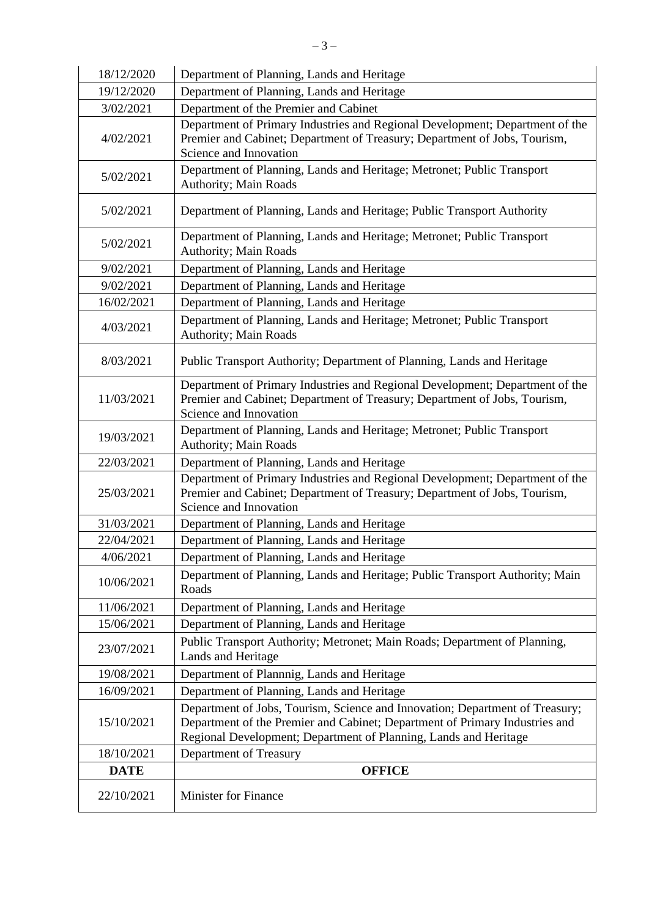| | |
|---|---|
| 18/12/2020 | Department of Planning, Lands and Heritage |
| 19/12/2020 | Department of Planning, Lands and Heritage |
| 3/02/2021 | Department of the Premier and Cabinet |
| 4/02/2021 | Department of Primary Industries and Regional Development; Department of the Premier and Cabinet; Department of Treasury; Department of Jobs, Tourism, Science and Innovation |
| 5/02/2021 | Department of Planning, Lands and Heritage; Metronet; Public Transport Authority; Main Roads |
| 5/02/2021 | Department of Planning, Lands and Heritage; Public Transport Authority |
| 5/02/2021 | Department of Planning, Lands and Heritage; Metronet; Public Transport Authority; Main Roads |
| 9/02/2021 | Department of Planning, Lands and Heritage |
| 9/02/2021 | Department of Planning, Lands and Heritage |
| 16/02/2021 | Department of Planning, Lands and Heritage |
| 4/03/2021 | Department of Planning, Lands and Heritage; Metronet; Public Transport Authority; Main Roads |
| 8/03/2021 | Public Transport Authority; Department of Planning, Lands and Heritage |
| 11/03/2021 | Department of Primary Industries and Regional Development; Department of the Premier and Cabinet; Department of Treasury; Department of Jobs, Tourism, Science and Innovation |
| 19/03/2021 | Department of Planning, Lands and Heritage; Metronet; Public Transport Authority; Main Roads |
| 22/03/2021 | Department of Planning, Lands and Heritage |
| 25/03/2021 | Department of Primary Industries and Regional Development; Department of the Premier and Cabinet; Department of Treasury; Department of Jobs, Tourism, Science and Innovation |
| 31/03/2021 | Department of Planning, Lands and Heritage |
| 22/04/2021 | Department of Planning, Lands and Heritage |
| 4/06/2021 | Department of Planning, Lands and Heritage |
| 10/06/2021 | Department of Planning, Lands and Heritage; Public Transport Authority; Main Roads |
| 11/06/2021 | Department of Planning, Lands and Heritage |
| 15/06/2021 | Department of Planning, Lands and Heritage |
| 23/07/2021 | Public Transport Authority; Metronet; Main Roads; Department of Planning, Lands and Heritage |
| 19/08/2021 | Department of Plannnig, Lands and Heritage |
| 16/09/2021 | Department of Planning, Lands and Heritage |
| 15/10/2021 | Department of Jobs, Tourism, Science and Innovation; Department of Treasury; Department of the Premier and Cabinet; Department of Primary Industries and Regional Development; Department of Planning, Lands and Heritage |
| 18/10/2021 | Department of Treasury |
| **DATE** | **OFFICE** |
| 22/10/2021 | Minister for Finance |